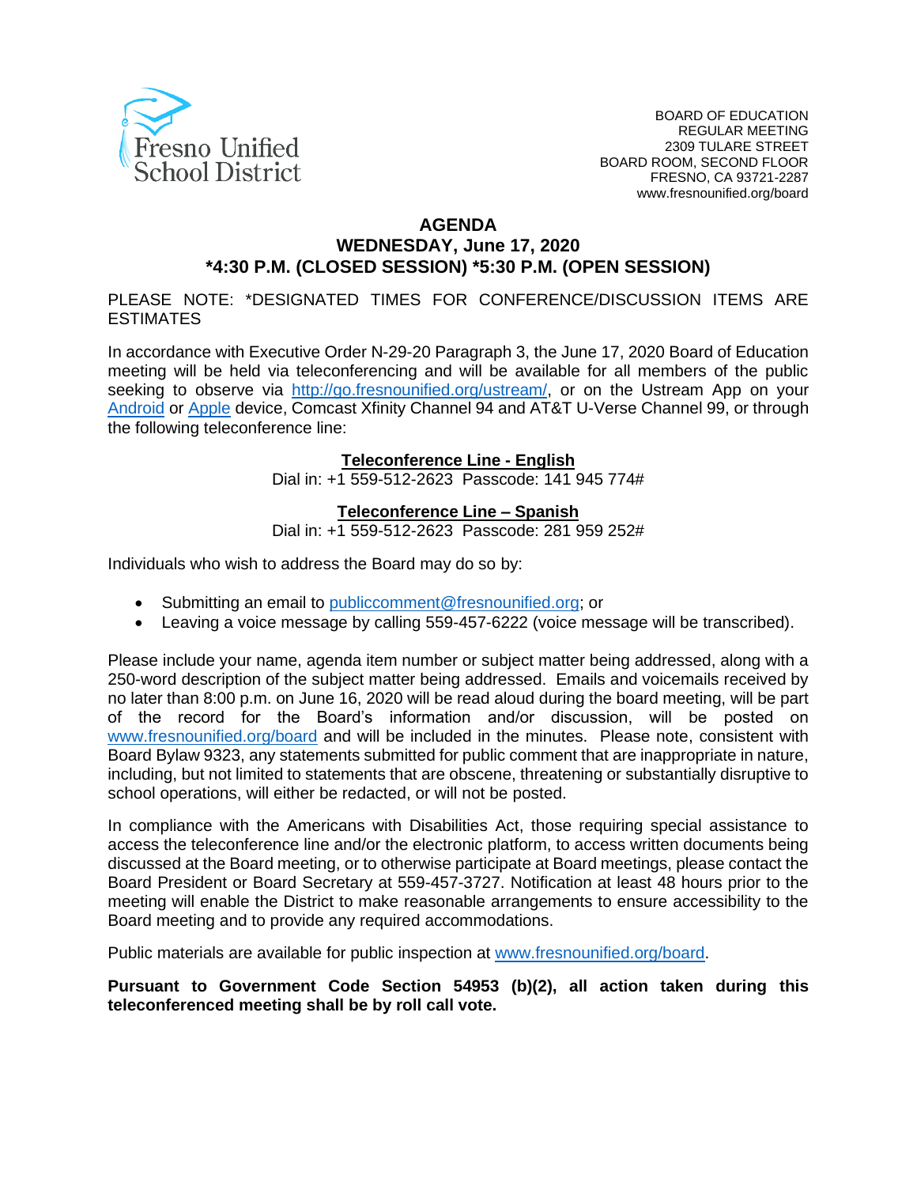Fresno Unified School District

BOARD OF EDUCATION
REGULAR MEETING
2309 TULARE STREET
BOARD ROOM, SECOND FLOOR
FRESNO, CA 93721-2287
www.fresnounified.org/board

# AGENDA
## WEDNESDAY, June 17, 2020
## *4:30 P.M. (CLOSED SESSION) *5:30 P.M. (OPEN SESSION)

PLEASE NOTE: *DESIGNATED TIMES FOR CONFERENCE/DISCUSSION ITEMS ARE ESTIMATES

In accordance with Executive Order N-29-20 Paragraph 3, the June 17, 2020 Board of Education meeting will be held via teleconferencing and will be available for all members of the public seeking to observe via http://go.fresnounified.org/ustream/, or on the Ustream App on your Android or Apple device, Comcast Xfinity Channel 94 and AT&T U-Verse Channel 99, or through the following teleconference line:

**Teleconference Line - English**
Dial in: +1 559-512-2623 Passcode: 141 945 774#

**Teleconference Line – Spanish**
Dial in: +1 559-512-2623 Passcode: 281 959 252#

Individuals who wish to address the Board may do so by:

- Submitting an email to publiccomment@fresnounified.org; or
- Leaving a voice message by calling 559-457-6222 (voice message will be transcribed).

Please include your name, agenda item number or subject matter being addressed, along with a 250-word description of the subject matter being addressed. Emails and voicemails received by no later than 8:00 p.m. on June 16, 2020 will be read aloud during the board meeting, will be part of the record for the Board's information and/or discussion, will be posted on www.fresnounified.org/board and will be included in the minutes. Please note, consistent with Board Bylaw 9323, any statements submitted for public comment that are inappropriate in nature, including, but not limited to statements that are obscene, threatening or substantially disruptive to school operations, will either be redacted, or will not be posted.

In compliance with the Americans with Disabilities Act, those requiring special assistance to access the teleconference line and/or the electronic platform, to access written documents being discussed at the Board meeting, or to otherwise participate at Board meetings, please contact the Board President or Board Secretary at 559-457-3727. Notification at least 48 hours prior to the meeting will enable the District to make reasonable arrangements to ensure accessibility to the Board meeting and to provide any required accommodations.

Public materials are available for public inspection at www.fresnounified.org/board.

**Pursuant to Government Code Section 54953 (b)(2), all action taken during this teleconferenced meeting shall be by roll call vote.**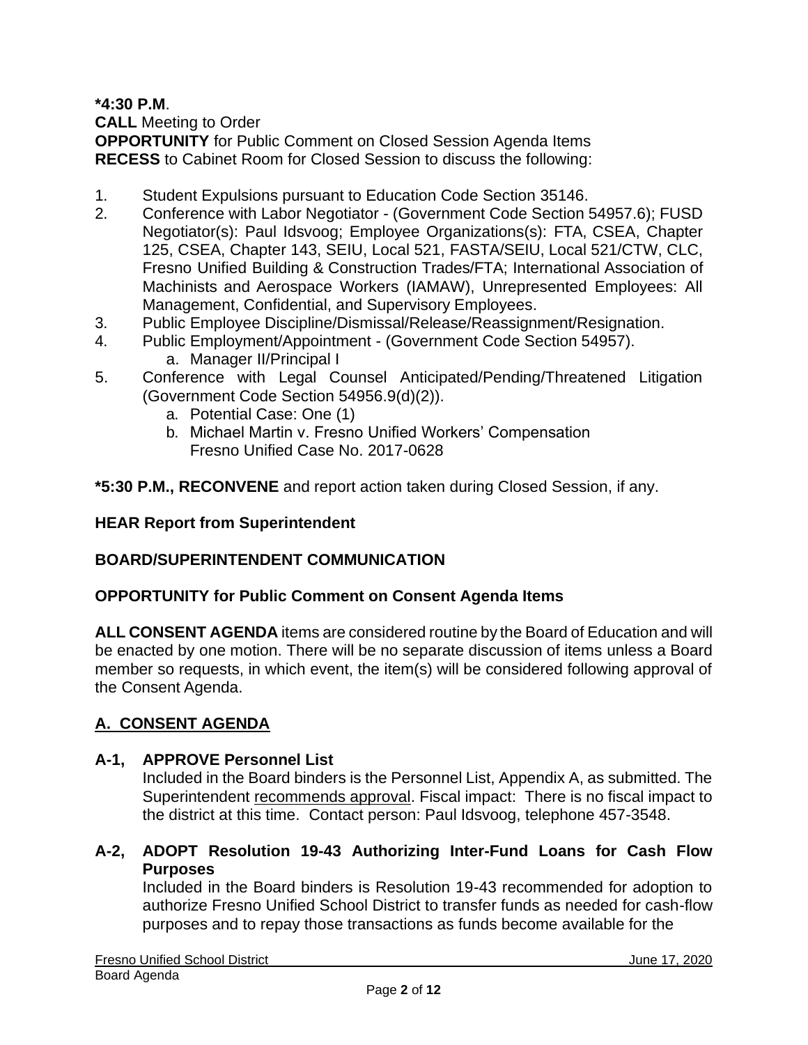**\*4:30 P.M**.
**CALL** Meeting to Order
**OPPORTUNITY** for Public Comment on Closed Session Agenda Items
**RECESS** to Cabinet Room for Closed Session to discuss the following:

1. Student Expulsions pursuant to Education Code Section 35146.
2. Conference with Labor Negotiator - (Government Code Section 54957.6); FUSD Negotiator(s): Paul Idsvoog; Employee Organizations(s): FTA, CSEA, Chapter 125, CSEA, Chapter 143, SEIU, Local 521, FASTA/SEIU, Local 521/CTW, CLC, Fresno Unified Building & Construction Trades/FTA; International Association of Machinists and Aerospace Workers (IAMAW), Unrepresented Employees: All Management, Confidential, and Supervisory Employees.
3. Public Employee Discipline/Dismissal/Release/Reassignment/Resignation.
4. Public Employment/Appointment - (Government Code Section 54957).
   a. Manager II/Principal I
5. Conference with Legal Counsel Anticipated/Pending/Threatened Litigation (Government Code Section 54956.9(d)(2)).
   a. Potential Case: One (1)
   b. Michael Martin v. Fresno Unified Workers' Compensation
      Fresno Unified Case No. 2017-0628

**\*5:30 P.M., RECONVENE** and report action taken during Closed Session, if any.

**HEAR Report from Superintendent**

**BOARD/SUPERINTENDENT COMMUNICATION**

**OPPORTUNITY for Public Comment on Consent Agenda Items**

**ALL CONSENT AGENDA** items are considered routine by the Board of Education and will be enacted by one motion. There will be no separate discussion of items unless a Board member so requests, in which event, the item(s) will be considered following approval of the Consent Agenda.

## A. CONSENT AGENDA

**A-1, APPROVE Personnel List**
Included in the Board binders is the Personnel List, Appendix A, as submitted. The Superintendent recommends approval. Fiscal impact: There is no fiscal impact to the district at this time. Contact person: Paul Idsvoog, telephone 457-3548.

**A-2, ADOPT Resolution 19-43 Authorizing Inter-Fund Loans for Cash Flow Purposes**
Included in the Board binders is Resolution 19-43 recommended for adoption to authorize Fresno Unified School District to transfer funds as needed for cash-flow purposes and to repay those transactions as funds become available for the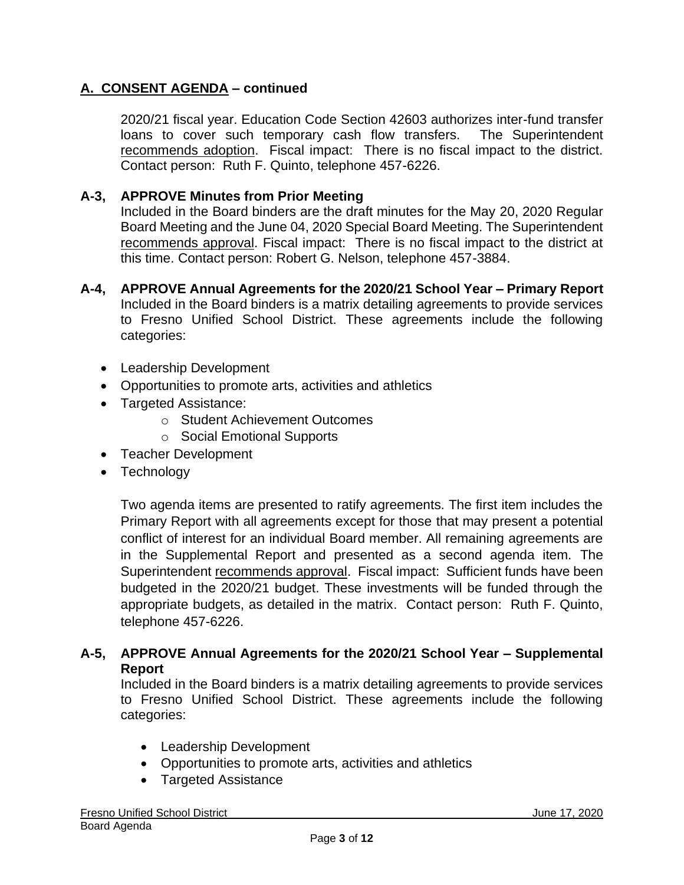## A. CONSENT AGENDA – continued

2020/21 fiscal year. Education Code Section 42603 authorizes inter-fund transfer loans to cover such temporary cash flow transfers. The Superintendent recommends adoption. Fiscal impact: There is no fiscal impact to the district. Contact person: Ruth F. Quinto, telephone 457-6226.

**A-3, APPROVE Minutes from Prior Meeting**
Included in the Board binders are the draft minutes for the May 20, 2020 Regular Board Meeting and the June 04, 2020 Special Board Meeting. The Superintendent recommends approval. Fiscal impact: There is no fiscal impact to the district at this time. Contact person: Robert G. Nelson, telephone 457-3884.

**A-4, APPROVE Annual Agreements for the 2020/21 School Year – Primary Report**
Included in the Board binders is a matrix detailing agreements to provide services to Fresno Unified School District. These agreements include the following categories:

- Leadership Development
- Opportunities to promote arts, activities and athletics
- Targeted Assistance:
  - Student Achievement Outcomes
  - Social Emotional Supports
- Teacher Development
- Technology

Two agenda items are presented to ratify agreements. The first item includes the Primary Report with all agreements except for those that may present a potential conflict of interest for an individual Board member. All remaining agreements are in the Supplemental Report and presented as a second agenda item. The Superintendent recommends approval. Fiscal impact: Sufficient funds have been budgeted in the 2020/21 budget. These investments will be funded through the appropriate budgets, as detailed in the matrix. Contact person: Ruth F. Quinto, telephone 457-6226.

**A-5, APPROVE Annual Agreements for the 2020/21 School Year – Supplemental Report**
Included in the Board binders is a matrix detailing agreements to provide services to Fresno Unified School District. These agreements include the following categories:

- Leadership Development
- Opportunities to promote arts, activities and athletics
- Targeted Assistance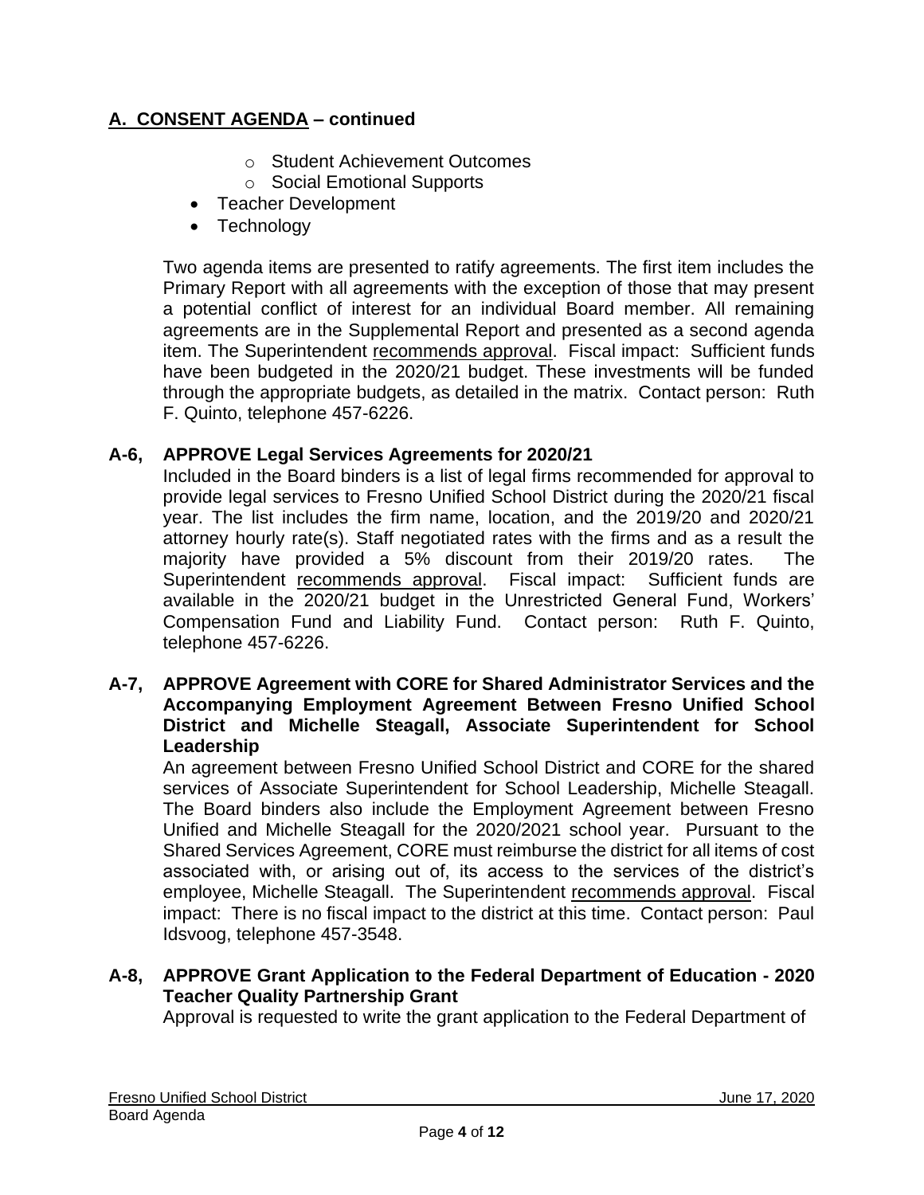## A. CONSENT AGENDA – continued

- Student Achievement Outcomes
- Social Emotional Supports

- Teacher Development
- Technology

Two agenda items are presented to ratify agreements. The first item includes the Primary Report with all agreements with the exception of those that may present a potential conflict of interest for an individual Board member. All remaining agreements are in the Supplemental Report and presented as a second agenda item. The Superintendent recommends approval. Fiscal impact: Sufficient funds have been budgeted in the 2020/21 budget. These investments will be funded through the appropriate budgets, as detailed in the matrix. Contact person: Ruth F. Quinto, telephone 457-6226.

**A-6, APPROVE Legal Services Agreements for 2020/21**

Included in the Board binders is a list of legal firms recommended for approval to provide legal services to Fresno Unified School District during the 2020/21 fiscal year. The list includes the firm name, location, and the 2019/20 and 2020/21 attorney hourly rate(s). Staff negotiated rates with the firms and as a result the majority have provided a 5% discount from their 2019/20 rates. The Superintendent recommends approval. Fiscal impact: Sufficient funds are available in the 2020/21 budget in the Unrestricted General Fund, Workers' Compensation Fund and Liability Fund. Contact person: Ruth F. Quinto, telephone 457-6226.

**A-7, APPROVE Agreement with CORE for Shared Administrator Services and the Accompanying Employment Agreement Between Fresno Unified School District and Michelle Steagall, Associate Superintendent for School Leadership**

An agreement between Fresno Unified School District and CORE for the shared services of Associate Superintendent for School Leadership, Michelle Steagall. The Board binders also include the Employment Agreement between Fresno Unified and Michelle Steagall for the 2020/2021 school year. Pursuant to the Shared Services Agreement, CORE must reimburse the district for all items of cost associated with, or arising out of, its access to the services of the district's employee, Michelle Steagall. The Superintendent recommends approval. Fiscal impact: There is no fiscal impact to the district at this time. Contact person: Paul Idsvoog, telephone 457-3548.

**A-8, APPROVE Grant Application to the Federal Department of Education - 2020 Teacher Quality Partnership Grant**

Approval is requested to write the grant application to the Federal Department of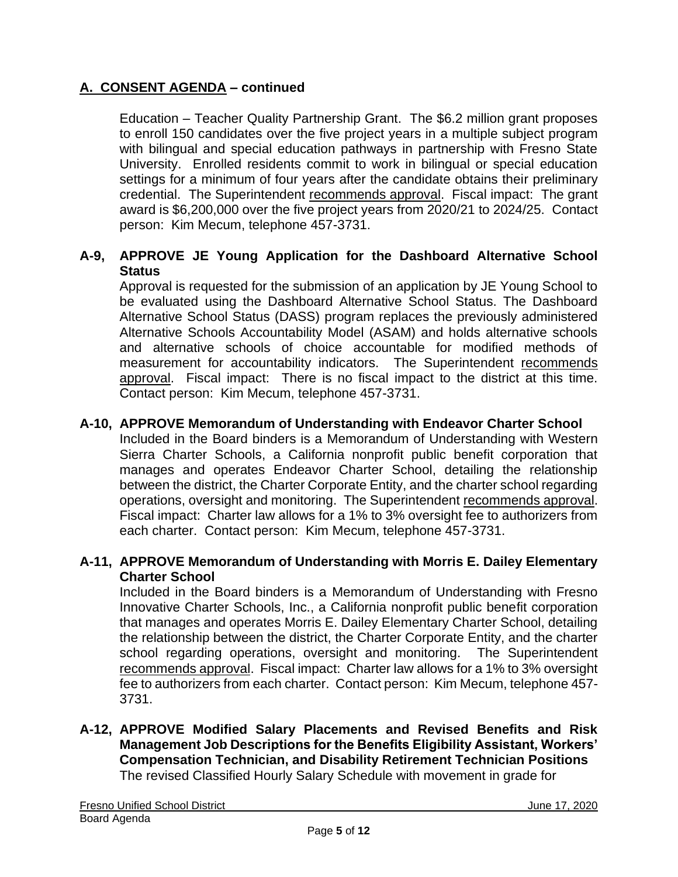## A. CONSENT AGENDA – continued

Education – Teacher Quality Partnership Grant. The $6.2 million grant proposes to enroll 150 candidates over the five project years in a multiple subject program with bilingual and special education pathways in partnership with Fresno State University. Enrolled residents commit to work in bilingual or special education settings for a minimum of four years after the candidate obtains their preliminary credential. The Superintendent recommends approval. Fiscal impact: The grant award is $6,200,000 over the five project years from 2020/21 to 2024/25. Contact person: Kim Mecum, telephone 457-3731.

**A-9, APPROVE JE Young Application for the Dashboard Alternative School Status**

Approval is requested for the submission of an application by JE Young School to be evaluated using the Dashboard Alternative School Status. The Dashboard Alternative School Status (DASS) program replaces the previously administered Alternative Schools Accountability Model (ASAM) and holds alternative schools and alternative schools of choice accountable for modified methods of measurement for accountability indicators. The Superintendent recommends approval. Fiscal impact: There is no fiscal impact to the district at this time. Contact person: Kim Mecum, telephone 457-3731.

**A-10, APPROVE Memorandum of Understanding with Endeavor Charter School**

Included in the Board binders is a Memorandum of Understanding with Western Sierra Charter Schools, a California nonprofit public benefit corporation that manages and operates Endeavor Charter School, detailing the relationship between the district, the Charter Corporate Entity, and the charter school regarding operations, oversight and monitoring. The Superintendent recommends approval. Fiscal impact: Charter law allows for a 1% to 3% oversight fee to authorizers from each charter. Contact person: Kim Mecum, telephone 457-3731.

**A-11, APPROVE Memorandum of Understanding with Morris E. Dailey Elementary Charter School**

Included in the Board binders is a Memorandum of Understanding with Fresno Innovative Charter Schools, Inc., a California nonprofit public benefit corporation that manages and operates Morris E. Dailey Elementary Charter School, detailing the relationship between the district, the Charter Corporate Entity, and the charter school regarding operations, oversight and monitoring. The Superintendent recommends approval. Fiscal impact: Charter law allows for a 1% to 3% oversight fee to authorizers from each charter. Contact person: Kim Mecum, telephone 457-3731.

**A-12, APPROVE Modified Salary Placements and Revised Benefits and Risk Management Job Descriptions for the Benefits Eligibility Assistant, Workers' Compensation Technician, and Disability Retirement Technician Positions**

The revised Classified Hourly Salary Schedule with movement in grade for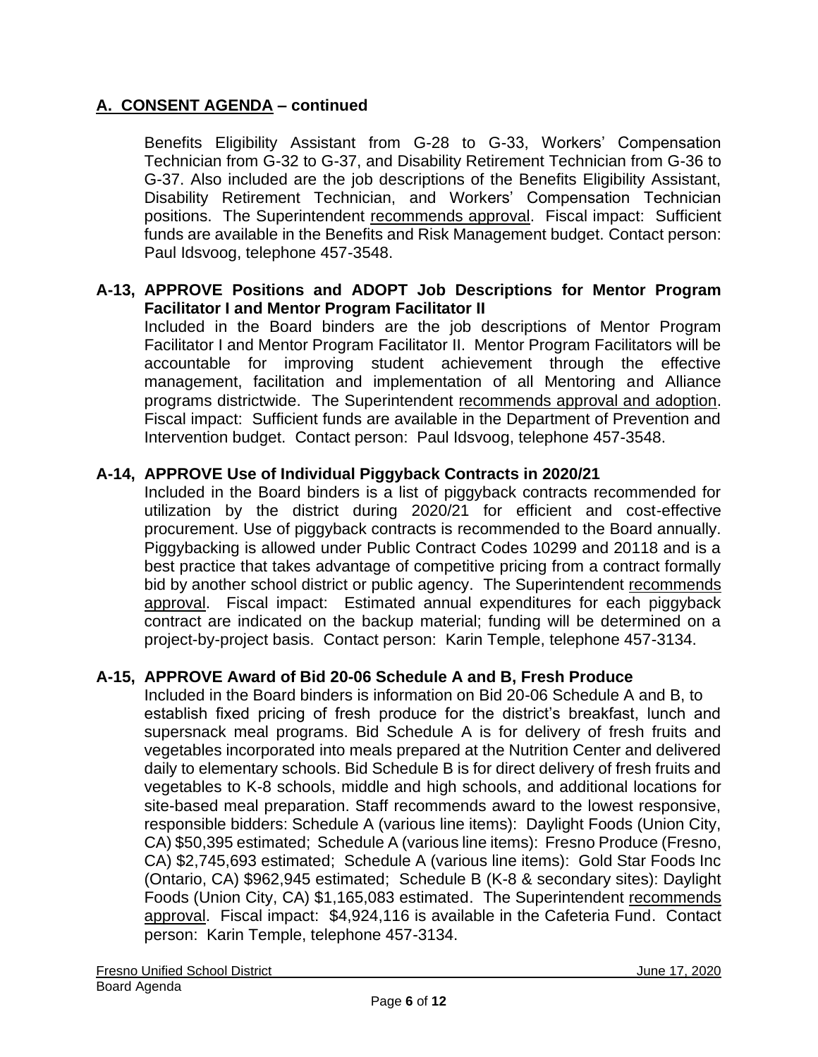## A. CONSENT AGENDA – continued

Benefits Eligibility Assistant from G-28 to G-33, Workers' Compensation Technician from G-32 to G-37, and Disability Retirement Technician from G-36 to G-37. Also included are the job descriptions of the Benefits Eligibility Assistant, Disability Retirement Technician, and Workers' Compensation Technician positions. The Superintendent recommends approval. Fiscal impact: Sufficient funds are available in the Benefits and Risk Management budget. Contact person: Paul Idsvoog, telephone 457-3548.

**A-13, APPROVE Positions and ADOPT Job Descriptions for Mentor Program Facilitator I and Mentor Program Facilitator II**

Included in the Board binders are the job descriptions of Mentor Program Facilitator I and Mentor Program Facilitator II. Mentor Program Facilitators will be accountable for improving student achievement through the effective management, facilitation and implementation of all Mentoring and Alliance programs districtwide. The Superintendent recommends approval and adoption. Fiscal impact: Sufficient funds are available in the Department of Prevention and Intervention budget. Contact person: Paul Idsvoog, telephone 457-3548.

**A-14, APPROVE Use of Individual Piggyback Contracts in 2020/21**

Included in the Board binders is a list of piggyback contracts recommended for utilization by the district during 2020/21 for efficient and cost-effective procurement. Use of piggyback contracts is recommended to the Board annually. Piggybacking is allowed under Public Contract Codes 10299 and 20118 and is a best practice that takes advantage of competitive pricing from a contract formally bid by another school district or public agency. The Superintendent recommends approval. Fiscal impact: Estimated annual expenditures for each piggyback contract are indicated on the backup material; funding will be determined on a project-by-project basis. Contact person: Karin Temple, telephone 457-3134.

**A-15, APPROVE Award of Bid 20-06 Schedule A and B, Fresh Produce**

Included in the Board binders is information on Bid 20-06 Schedule A and B, to establish fixed pricing of fresh produce for the district's breakfast, lunch and supersnack meal programs. Bid Schedule A is for delivery of fresh fruits and vegetables incorporated into meals prepared at the Nutrition Center and delivered daily to elementary schools. Bid Schedule B is for direct delivery of fresh fruits and vegetables to K-8 schools, middle and high schools, and additional locations for site-based meal preparation. Staff recommends award to the lowest responsive, responsible bidders: Schedule A (various line items): Daylight Foods (Union City, CA) $50,395 estimated; Schedule A (various line items): Fresno Produce (Fresno, CA) $2,745,693 estimated; Schedule A (various line items): Gold Star Foods Inc (Ontario, CA) $962,945 estimated; Schedule B (K-8 & secondary sites): Daylight Foods (Union City, CA) $1,165,083 estimated. The Superintendent recommends approval. Fiscal impact: $4,924,116 is available in the Cafeteria Fund. Contact person: Karin Temple, telephone 457-3134.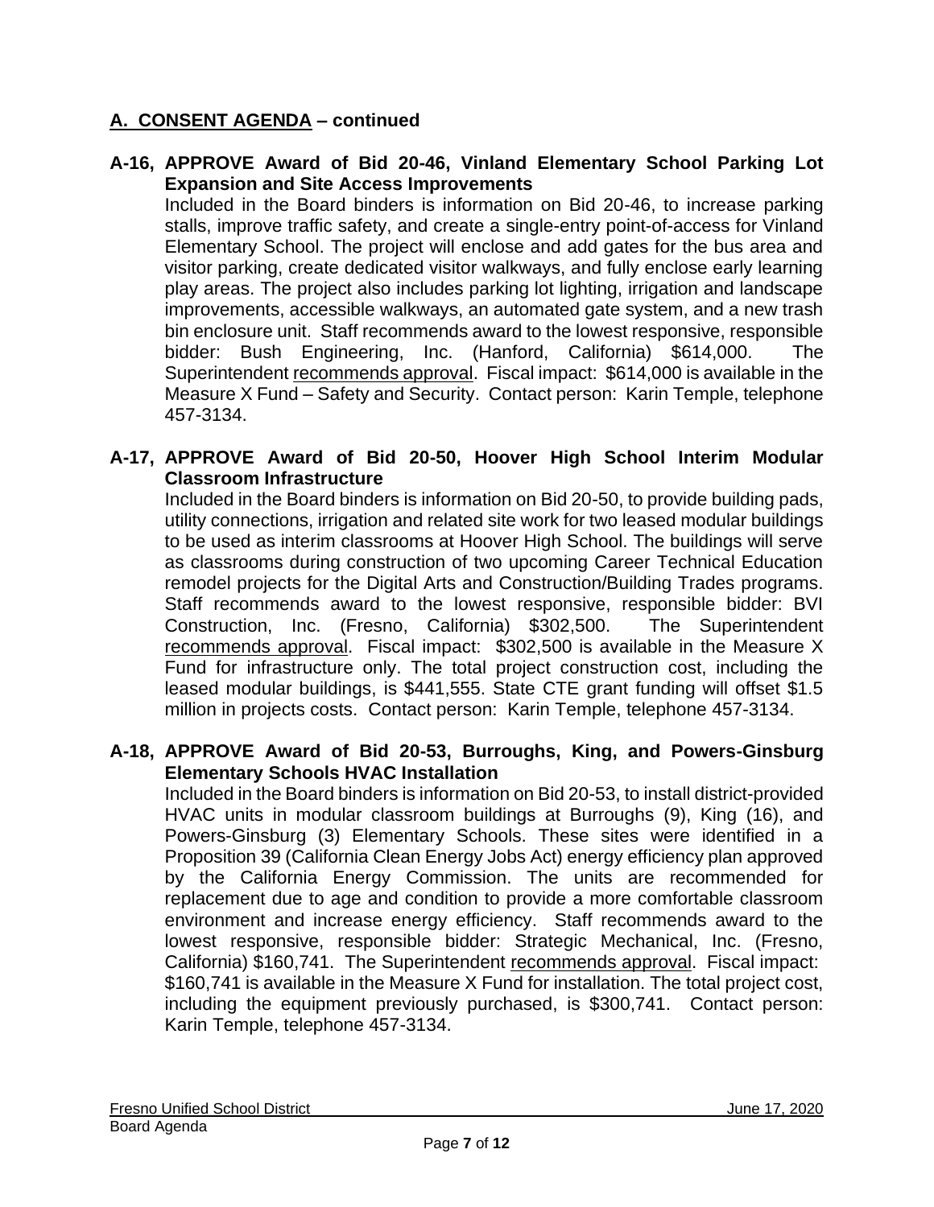## A. CONSENT AGENDA – continued

**A-16, APPROVE Award of Bid 20-46, Vinland Elementary School Parking Lot Expansion and Site Access Improvements**

Included in the Board binders is information on Bid 20-46, to increase parking stalls, improve traffic safety, and create a single-entry point-of-access for Vinland Elementary School. The project will enclose and add gates for the bus area and visitor parking, create dedicated visitor walkways, and fully enclose early learning play areas. The project also includes parking lot lighting, irrigation and landscape improvements, accessible walkways, an automated gate system, and a new trash bin enclosure unit. Staff recommends award to the lowest responsive, responsible bidder: Bush Engineering, Inc. (Hanford, California) $614,000. The Superintendent recommends approval. Fiscal impact: $614,000 is available in the Measure X Fund – Safety and Security. Contact person: Karin Temple, telephone 457-3134.

**A-17, APPROVE Award of Bid 20-50, Hoover High School Interim Modular Classroom Infrastructure**

Included in the Board binders is information on Bid 20-50, to provide building pads, utility connections, irrigation and related site work for two leased modular buildings to be used as interim classrooms at Hoover High School. The buildings will serve as classrooms during construction of two upcoming Career Technical Education remodel projects for the Digital Arts and Construction/Building Trades programs. Staff recommends award to the lowest responsive, responsible bidder: BVI Construction, Inc. (Fresno, California) $302,500. The Superintendent recommends approval. Fiscal impact: $302,500 is available in the Measure X Fund for infrastructure only. The total project construction cost, including the leased modular buildings, is $441,555. State CTE grant funding will offset $1.5 million in projects costs. Contact person: Karin Temple, telephone 457-3134.

**A-18, APPROVE Award of Bid 20-53, Burroughs, King, and Powers-Ginsburg Elementary Schools HVAC Installation**

Included in the Board binders is information on Bid 20-53, to install district-provided HVAC units in modular classroom buildings at Burroughs (9), King (16), and Powers-Ginsburg (3) Elementary Schools. These sites were identified in a Proposition 39 (California Clean Energy Jobs Act) energy efficiency plan approved by the California Energy Commission. The units are recommended for replacement due to age and condition to provide a more comfortable classroom environment and increase energy efficiency. Staff recommends award to the lowest responsive, responsible bidder: Strategic Mechanical, Inc. (Fresno, California) $160,741. The Superintendent recommends approval. Fiscal impact: $160,741 is available in the Measure X Fund for installation. The total project cost, including the equipment previously purchased, is $300,741. Contact person: Karin Temple, telephone 457-3134.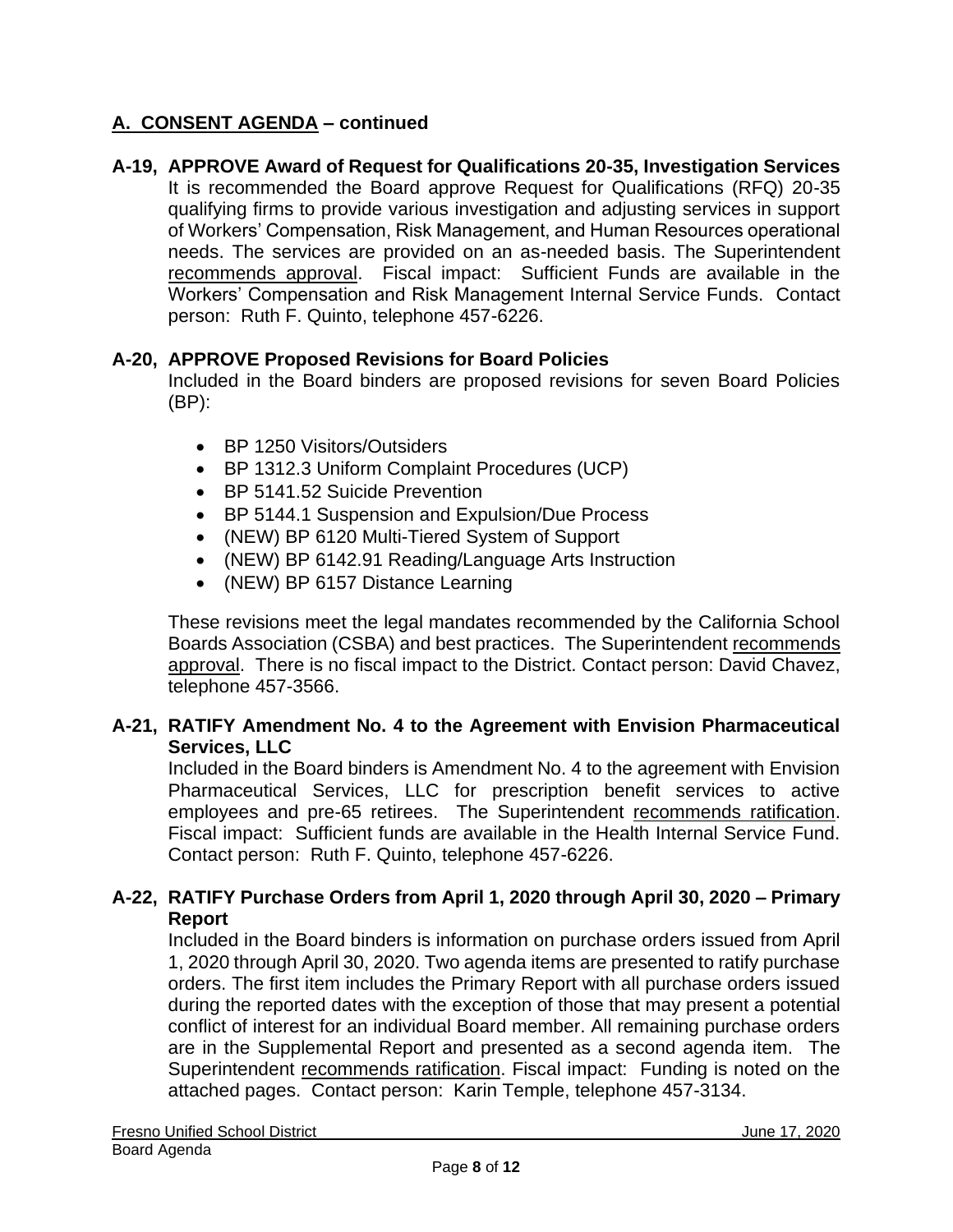## A. CONSENT AGENDA – continued

### A-19, APPROVE Award of Request for Qualifications 20-35, Investigation Services

It is recommended the Board approve Request for Qualifications (RFQ) 20-35 qualifying firms to provide various investigation and adjusting services in support of Workers' Compensation, Risk Management, and Human Resources operational needs. The services are provided on an as-needed basis. The Superintendent recommends approval. Fiscal impact: Sufficient Funds are available in the Workers' Compensation and Risk Management Internal Service Funds. Contact person: Ruth F. Quinto, telephone 457-6226.

### A-20, APPROVE Proposed Revisions for Board Policies

Included in the Board binders are proposed revisions for seven Board Policies (BP):

- BP 1250 Visitors/Outsiders
- BP 1312.3 Uniform Complaint Procedures (UCP)
- BP 5141.52 Suicide Prevention
- BP 5144.1 Suspension and Expulsion/Due Process
- (NEW) BP 6120 Multi-Tiered System of Support
- (NEW) BP 6142.91 Reading/Language Arts Instruction
- (NEW) BP 6157 Distance Learning

These revisions meet the legal mandates recommended by the California School Boards Association (CSBA) and best practices. The Superintendent recommends approval. There is no fiscal impact to the District. Contact person: David Chavez, telephone 457-3566.

### A-21, RATIFY Amendment No. 4 to the Agreement with Envision Pharmaceutical Services, LLC

Included in the Board binders is Amendment No. 4 to the agreement with Envision Pharmaceutical Services, LLC for prescription benefit services to active employees and pre-65 retirees. The Superintendent recommends ratification. Fiscal impact: Sufficient funds are available in the Health Internal Service Fund. Contact person: Ruth F. Quinto, telephone 457-6226.

### A-22, RATIFY Purchase Orders from April 1, 2020 through April 30, 2020 – Primary Report

Included in the Board binders is information on purchase orders issued from April 1, 2020 through April 30, 2020. Two agenda items are presented to ratify purchase orders. The first item includes the Primary Report with all purchase orders issued during the reported dates with the exception of those that may present a potential conflict of interest for an individual Board member. All remaining purchase orders are in the Supplemental Report and presented as a second agenda item. The Superintendent recommends ratification. Fiscal impact: Funding is noted on the attached pages. Contact person: Karin Temple, telephone 457-3134.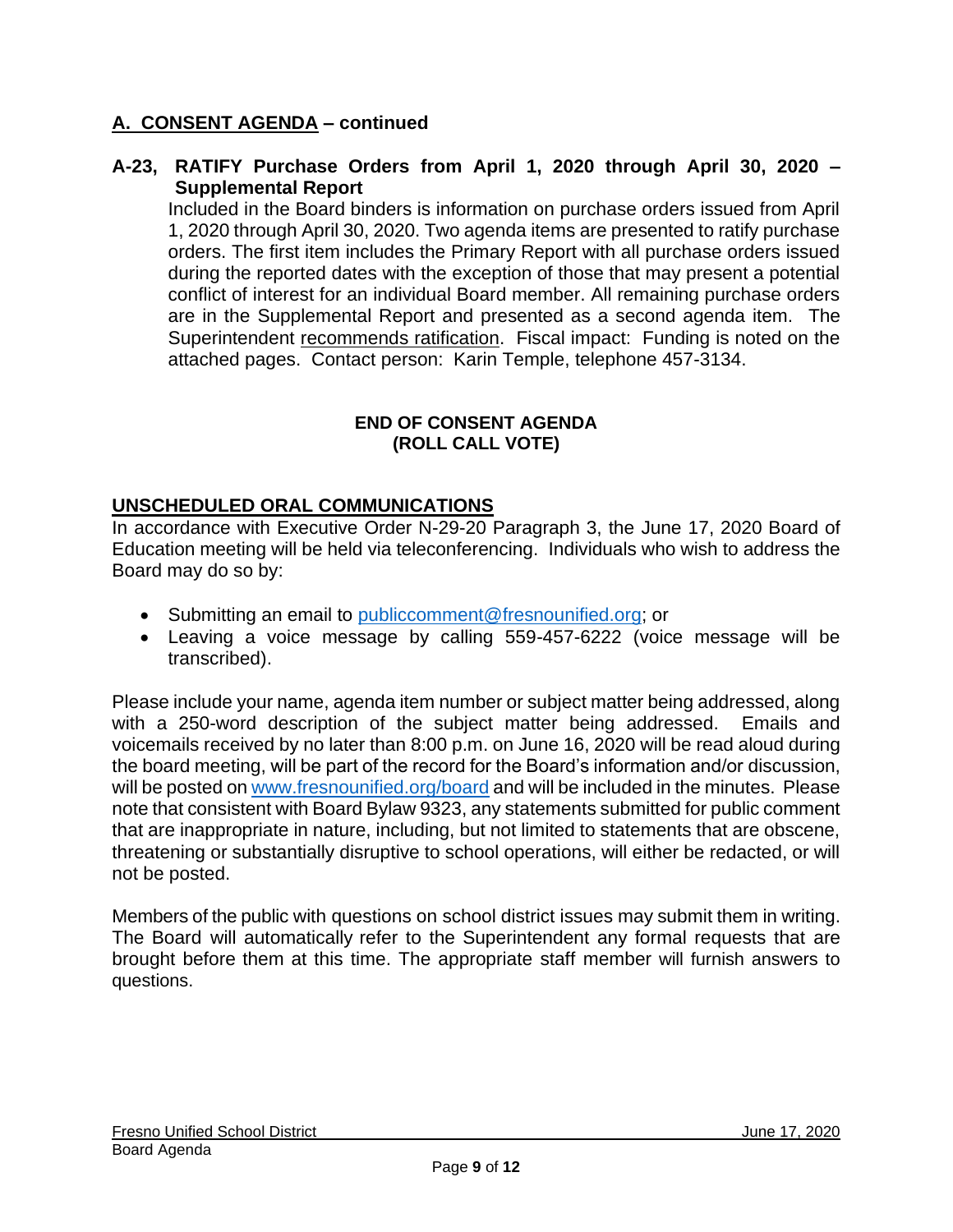## A. CONSENT AGENDA – continued

**A-23, RATIFY Purchase Orders from April 1, 2020 through April 30, 2020 – Supplemental Report**

Included in the Board binders is information on purchase orders issued from April 1, 2020 through April 30, 2020. Two agenda items are presented to ratify purchase orders. The first item includes the Primary Report with all purchase orders issued during the reported dates with the exception of those that may present a potential conflict of interest for an individual Board member. All remaining purchase orders are in the Supplemental Report and presented as a second agenda item. The Superintendent recommends ratification. Fiscal impact: Funding is noted on the attached pages. Contact person: Karin Temple, telephone 457-3134.

**END OF CONSENT AGENDA**
**(ROLL CALL VOTE)**

## UNSCHEDULED ORAL COMMUNICATIONS

In accordance with Executive Order N-29-20 Paragraph 3, the June 17, 2020 Board of Education meeting will be held via teleconferencing. Individuals who wish to address the Board may do so by:

- Submitting an email to publiccomment@fresnounified.org; or
- Leaving a voice message by calling 559-457-6222 (voice message will be transcribed).

Please include your name, agenda item number or subject matter being addressed, along with a 250-word description of the subject matter being addressed. Emails and voicemails received by no later than 8:00 p.m. on June 16, 2020 will be read aloud during the board meeting, will be part of the record for the Board's information and/or discussion, will be posted on www.fresnounified.org/board and will be included in the minutes. Please note that consistent with Board Bylaw 9323, any statements submitted for public comment that are inappropriate in nature, including, but not limited to statements that are obscene, threatening or substantially disruptive to school operations, will either be redacted, or will not be posted.

Members of the public with questions on school district issues may submit them in writing. The Board will automatically refer to the Superintendent any formal requests that are brought before them at this time. The appropriate staff member will furnish answers to questions.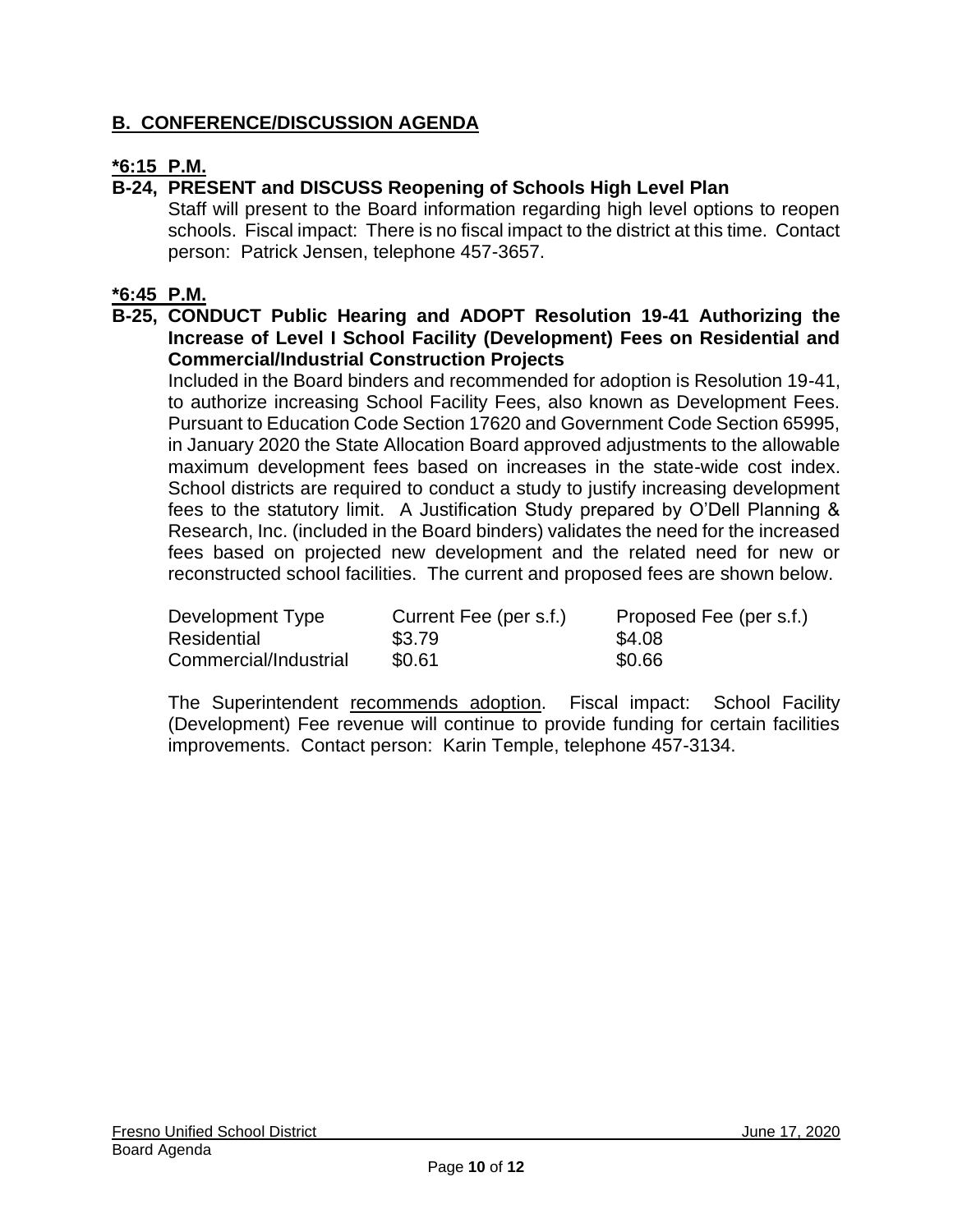## B. CONFERENCE/DISCUSSION AGENDA

**\*6:15 P.M.**

**B-24, PRESENT and DISCUSS Reopening of Schools High Level Plan**

Staff will present to the Board information regarding high level options to reopen schools. Fiscal impact: There is no fiscal impact to the district at this time. Contact person: Patrick Jensen, telephone 457-3657.

**\*6:45 P.M.**

**B-25, CONDUCT Public Hearing and ADOPT Resolution 19-41 Authorizing the Increase of Level I School Facility (Development) Fees on Residential and Commercial/Industrial Construction Projects**

Included in the Board binders and recommended for adoption is Resolution 19-41, to authorize increasing School Facility Fees, also known as Development Fees. Pursuant to Education Code Section 17620 and Government Code Section 65995, in January 2020 the State Allocation Board approved adjustments to the allowable maximum development fees based on increases in the state-wide cost index. School districts are required to conduct a study to justify increasing development fees to the statutory limit. A Justification Study prepared by O'Dell Planning & Research, Inc. (included in the Board binders) validates the need for the increased fees based on projected new development and the related need for new or reconstructed school facilities. The current and proposed fees are shown below.

| Development Type | Current Fee (per s.f.) | Proposed Fee (per s.f.) |
| --- | --- | --- |
| Residential | $3.79 | $4.08 |
| Commercial/Industrial | $0.61 | $0.66 |

The Superintendent recommends adoption. Fiscal impact: School Facility (Development) Fee revenue will continue to provide funding for certain facilities improvements. Contact person: Karin Temple, telephone 457-3134.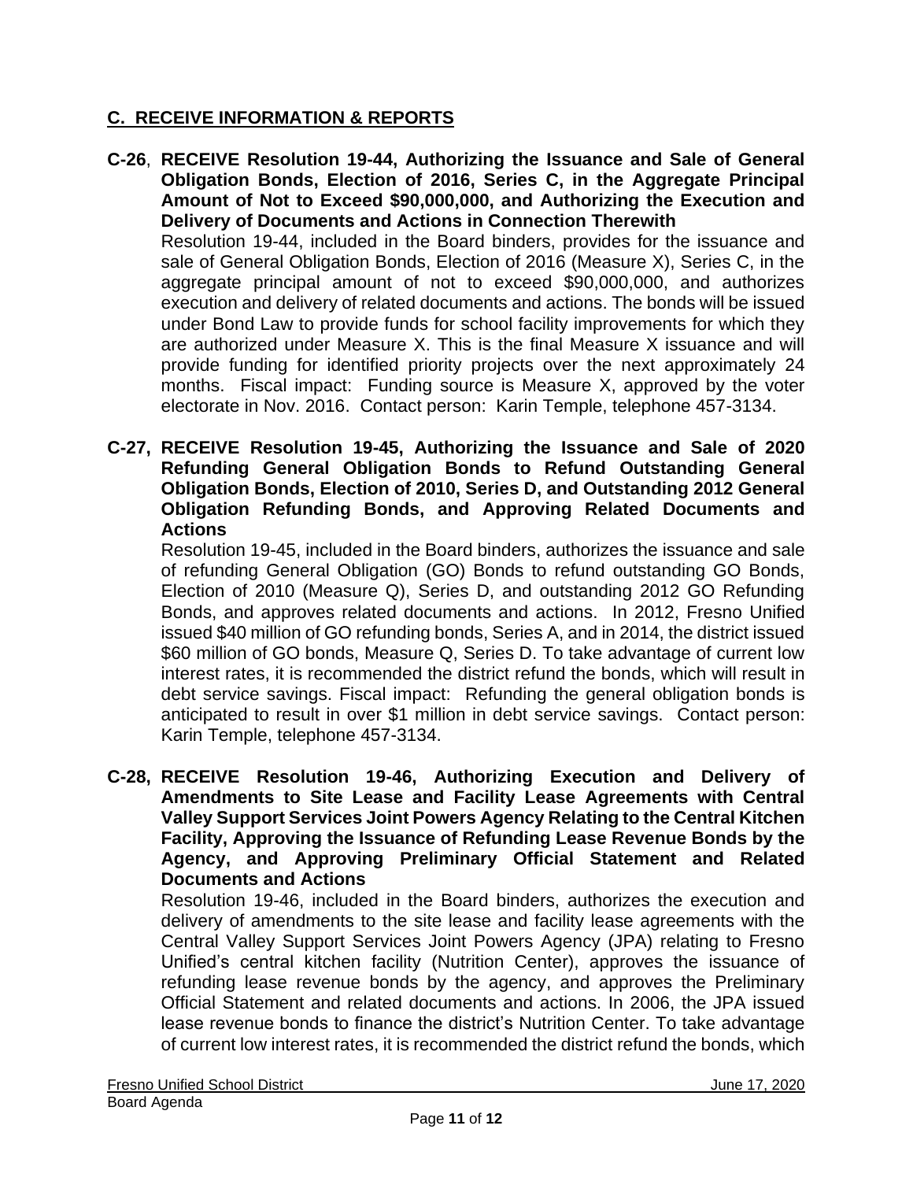## C. RECEIVE INFORMATION & REPORTS

**C-26, RECEIVE Resolution 19-44, Authorizing the Issuance and Sale of General Obligation Bonds, Election of 2016, Series C, in the Aggregate Principal Amount of Not to Exceed $90,000,000, and Authorizing the Execution and Delivery of Documents and Actions in Connection Therewith**

Resolution 19-44, included in the Board binders, provides for the issuance and sale of General Obligation Bonds, Election of 2016 (Measure X), Series C, in the aggregate principal amount of not to exceed $90,000,000, and authorizes execution and delivery of related documents and actions. The bonds will be issued under Bond Law to provide funds for school facility improvements for which they are authorized under Measure X. This is the final Measure X issuance and will provide funding for identified priority projects over the next approximately 24 months. Fiscal impact: Funding source is Measure X, approved by the voter electorate in Nov. 2016. Contact person: Karin Temple, telephone 457-3134.

**C-27, RECEIVE Resolution 19-45, Authorizing the Issuance and Sale of 2020 Refunding General Obligation Bonds to Refund Outstanding General Obligation Bonds, Election of 2010, Series D, and Outstanding 2012 General Obligation Refunding Bonds, and Approving Related Documents and Actions**

Resolution 19-45, included in the Board binders, authorizes the issuance and sale of refunding General Obligation (GO) Bonds to refund outstanding GO Bonds, Election of 2010 (Measure Q), Series D, and outstanding 2012 GO Refunding Bonds, and approves related documents and actions. In 2012, Fresno Unified issued $40 million of GO refunding bonds, Series A, and in 2014, the district issued $60 million of GO bonds, Measure Q, Series D. To take advantage of current low interest rates, it is recommended the district refund the bonds, which will result in debt service savings. Fiscal impact: Refunding the general obligation bonds is anticipated to result in over $1 million in debt service savings. Contact person: Karin Temple, telephone 457-3134.

**C-28, RECEIVE Resolution 19-46, Authorizing Execution and Delivery of Amendments to Site Lease and Facility Lease Agreements with Central Valley Support Services Joint Powers Agency Relating to the Central Kitchen Facility, Approving the Issuance of Refunding Lease Revenue Bonds by the Agency, and Approving Preliminary Official Statement and Related Documents and Actions**

Resolution 19-46, included in the Board binders, authorizes the execution and delivery of amendments to the site lease and facility lease agreements with the Central Valley Support Services Joint Powers Agency (JPA) relating to Fresno Unified's central kitchen facility (Nutrition Center), approves the issuance of refunding lease revenue bonds by the agency, and approves the Preliminary Official Statement and related documents and actions. In 2006, the JPA issued lease revenue bonds to finance the district's Nutrition Center. To take advantage of current low interest rates, it is recommended the district refund the bonds, which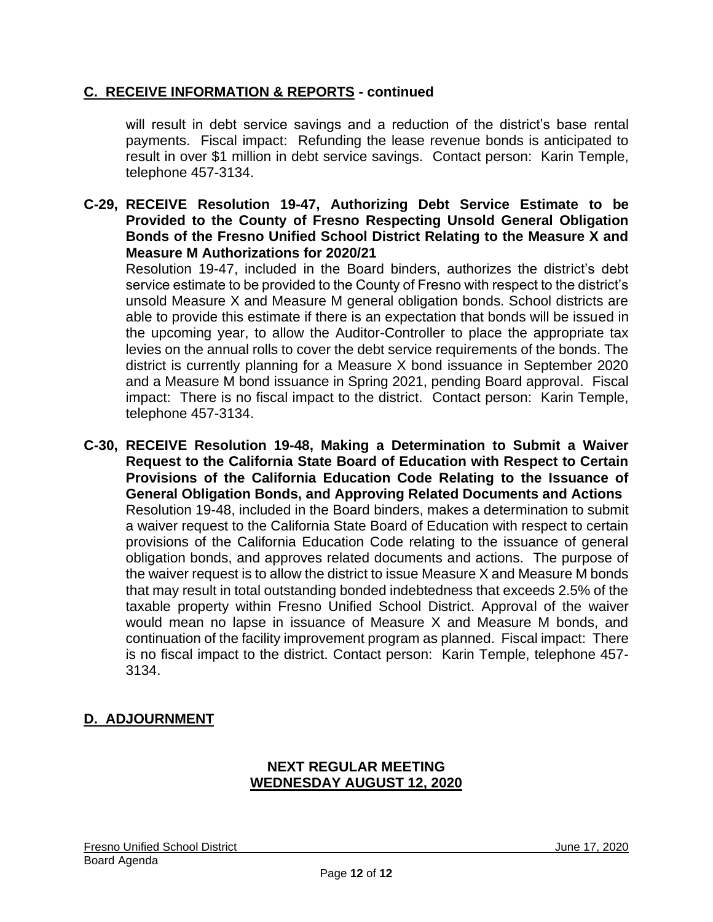## C. RECEIVE INFORMATION & REPORTS - continued

will result in debt service savings and a reduction of the district's base rental payments. Fiscal impact: Refunding the lease revenue bonds is anticipated to result in over $1 million in debt service savings. Contact person: Karin Temple, telephone 457-3134.

**C-29, RECEIVE Resolution 19-47, Authorizing Debt Service Estimate to be Provided to the County of Fresno Respecting Unsold General Obligation Bonds of the Fresno Unified School District Relating to the Measure X and Measure M Authorizations for 2020/21**

Resolution 19-47, included in the Board binders, authorizes the district's debt service estimate to be provided to the County of Fresno with respect to the district's unsold Measure X and Measure M general obligation bonds. School districts are able to provide this estimate if there is an expectation that bonds will be issued in the upcoming year, to allow the Auditor-Controller to place the appropriate tax levies on the annual rolls to cover the debt service requirements of the bonds. The district is currently planning for a Measure X bond issuance in September 2020 and a Measure M bond issuance in Spring 2021, pending Board approval. Fiscal impact: There is no fiscal impact to the district. Contact person: Karin Temple, telephone 457-3134.

**C-30, RECEIVE Resolution 19-48, Making a Determination to Submit a Waiver Request to the California State Board of Education with Respect to Certain Provisions of the California Education Code Relating to the Issuance of General Obligation Bonds, and Approving Related Documents and Actions**

Resolution 19-48, included in the Board binders, makes a determination to submit a waiver request to the California State Board of Education with respect to certain provisions of the California Education Code relating to the issuance of general obligation bonds, and approves related documents and actions. The purpose of the waiver request is to allow the district to issue Measure X and Measure M bonds that may result in total outstanding bonded indebtedness that exceeds 2.5% of the taxable property within Fresno Unified School District. Approval of the waiver would mean no lapse in issuance of Measure X and Measure M bonds, and continuation of the facility improvement program as planned. Fiscal impact: There is no fiscal impact to the district. Contact person: Karin Temple, telephone 457-3134.

## D. ADJOURNMENT

**NEXT REGULAR MEETING**
**WEDNESDAY AUGUST 12, 2020**